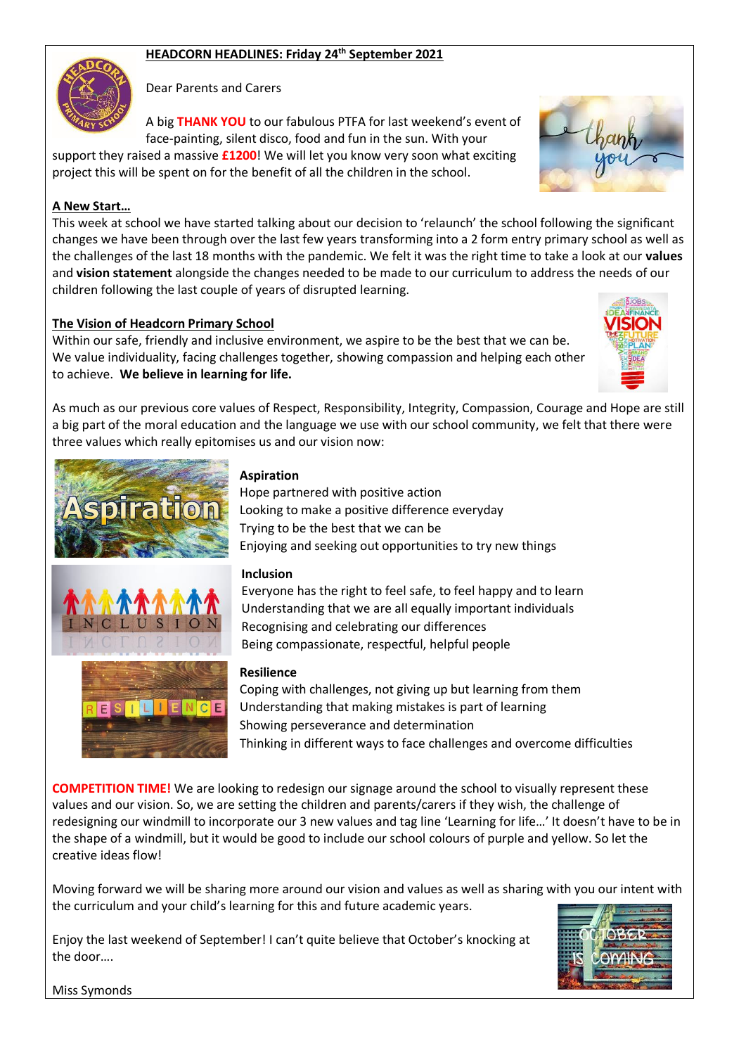## HEADCORN HEADLINES: Friday 24th September 2021

Dear Parents and Carers

A big **THANK YOU** to our fabulous PTFA for last weekend's event of face-painting, silent disco, food and fun in the sun. With your support they raised a massive **£1200**! We will let you know very soon what exciting project this will be spent on for the benefit of all the children in the school.

### A New Start…

This week at school we have started talking about our decision to 'relaunch' the school following the significant changes we have been through over the last few years transforming into a 2 form entry primary school as well as the challenges of the last 18 months with the pandemic. We felt it was the right time to take a look at our **values** and **vision statement** alongside the changes needed to be made to our curriculum to address the needs of our children following the last couple of years of disrupted learning.

### The Vision of Headcorn Primary School

Within our safe, friendly and inclusive environment, we aspire to be the best that we can be. We value individuality, facing challenges together, showing compassion and helping each other to achieve. **We believe in learning for life.**

As much as our previous core values of Respect, Responsibility, Integrity, Compassion, Courage and Hope are still a big part of the moral education and the language we use with our school community, we felt that there were three values which really epitomises us and our vision now:

**Aspiration**

Hope partnered with positive action
Looking to make a positive difference everyday
Trying to be the best that we can be
Enjoying and seeking out opportunities to try new things

**Inclusion**

Everyone has the right to feel safe, to feel happy and to learn
Understanding that we are all equally important individuals
Recognising and celebrating our differences
Being compassionate, respectful, helpful people

**Resilience**

Coping with challenges, not giving up but learning from them
Understanding that making mistakes is part of learning
Showing perseverance and determination
Thinking in different ways to face challenges and overcome difficulties

**COMPETITION TIME!** We are looking to redesign our signage around the school to visually represent these values and our vision. So, we are setting the children and parents/carers if they wish, the challenge of redesigning our windmill to incorporate our 3 new values and tag line 'Learning for life…' It doesn't have to be in the shape of a windmill, but it would be good to include our school colours of purple and yellow. So let the creative ideas flow!

Moving forward we will be sharing more around our vision and values as well as sharing with you our intent with the curriculum and your child's learning for this and future academic years.

Enjoy the last weekend of September! I can't quite believe that October's knocking at the door….

Miss Symonds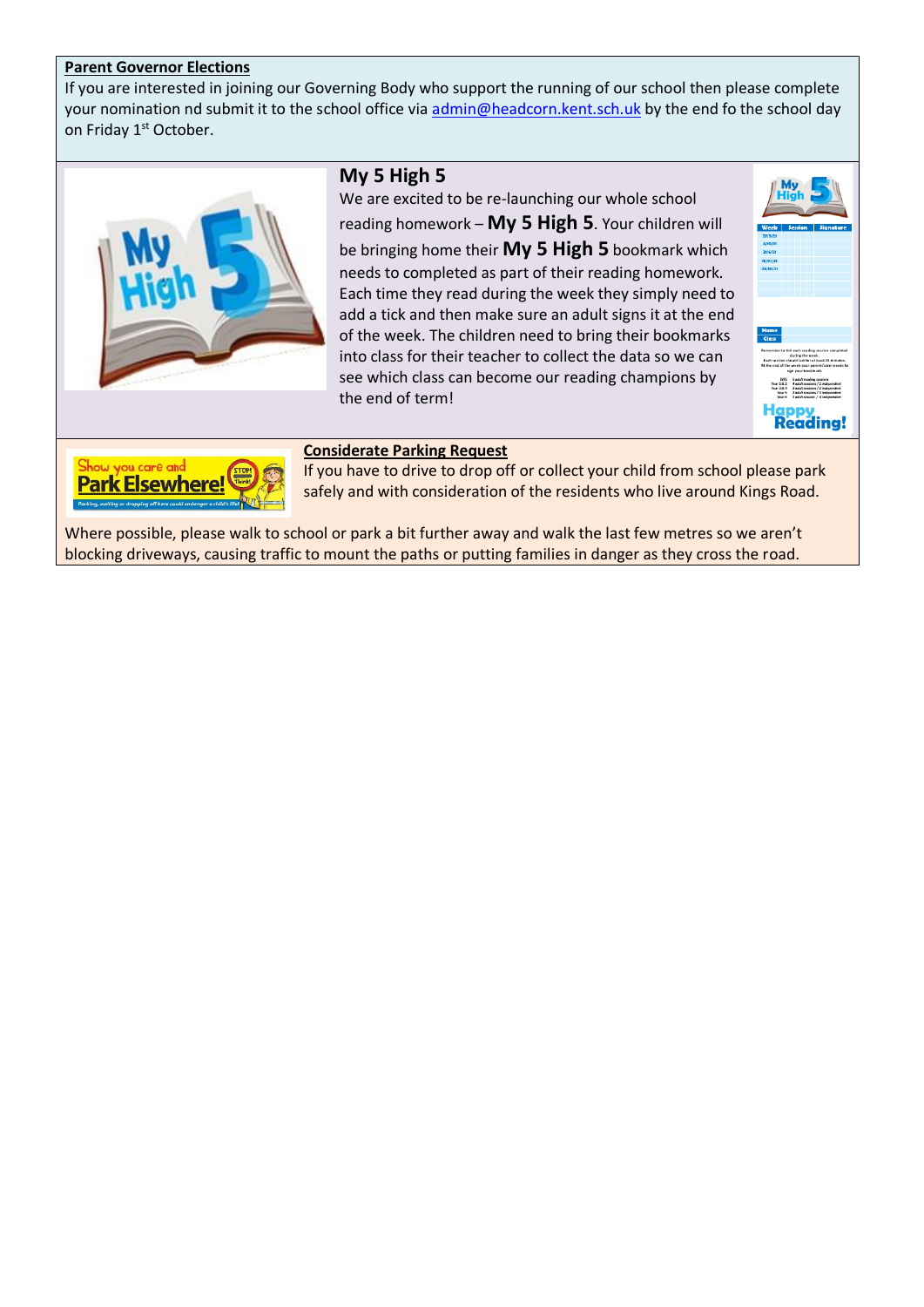**Parent Governor Elections**

If you are interested in joining our Governing Body who support the running of our school then please complete your nomination nd submit it to the school office via admin@headcorn.kent.sch.uk by the end fo the school day on Friday 1st October.

## My 5 High 5

We are excited to be re-launching our whole school reading homework – **My 5 High 5**. Your children will be bringing home their **My 5 High 5** bookmark which needs to completed as part of their reading homework. Each time they read during the week they simply need to add a tick and then make sure an adult signs it at the end of the week. The children need to bring their bookmarks into class for their teacher to collect the data so we can see which class can become our reading champions by the end of term!

**Considerate Parking Request**

If you have to drive to drop off or collect your child from school please park safely and with consideration of the residents who live around Kings Road.

Where possible, please walk to school or park a bit further away and walk the last few metres so we aren't blocking driveways, causing traffic to mount the paths or putting families in danger as they cross the road.